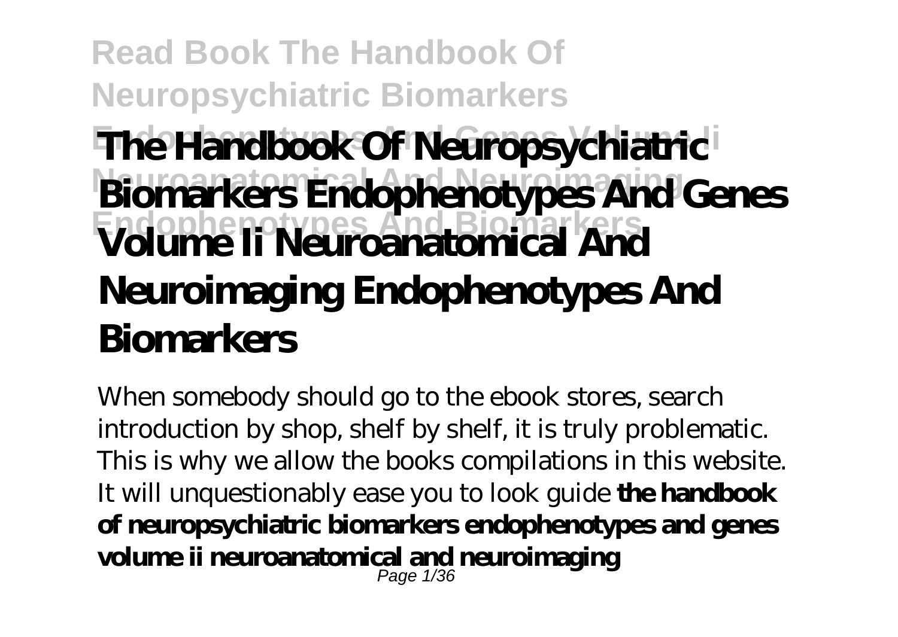# The Handbook Of Neuropsychiatric Biomarkers Endophenotypes And Genes Volume Ii Neuroanatomical And Neuroimaging Endophenotypes And Biomarkers

When somebody should go to the ebook stores, search introduction by shop, shelf by shelf, it is truly problematic. This is why we allow the books compilations in this website. It will unquestionably ease you to look guide **the handbook of neuropsychiatric biomarkers endophenotypes and genes volume ii neuroanatomical and neuroimaging**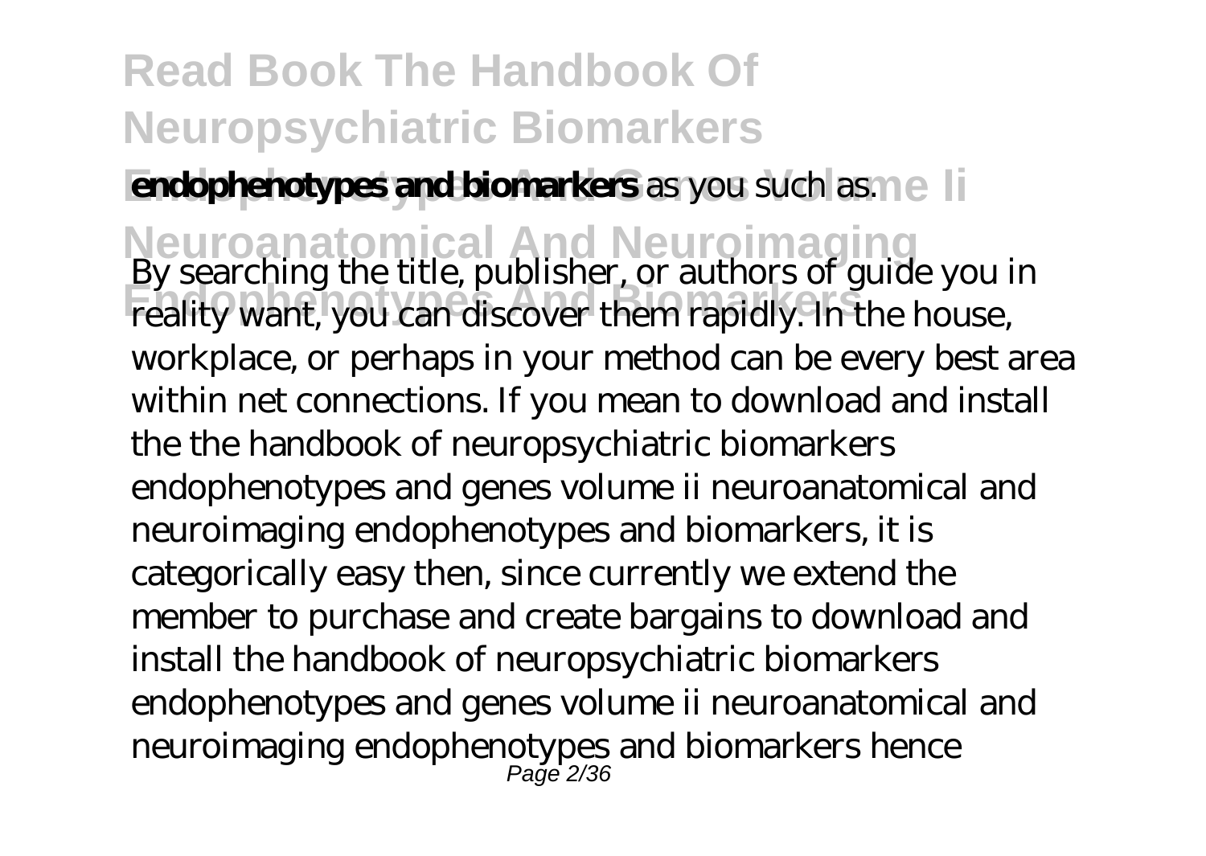**endophenotypes and biomarkers** as you such as.

By searching the title, publisher, or authors of guide you in reality want, you can discover them rapidly. In the house, workplace, or perhaps in your method can be every best area within net connections. If you mean to download and install the the handbook of neuropsychiatric biomarkers endophenotypes and genes volume ii neuroanatomical and neuroimaging endophenotypes and biomarkers, it is categorically easy then, since currently we extend the member to purchase and create bargains to download and install the handbook of neuropsychiatric biomarkers endophenotypes and genes volume ii neuroanatomical and neuroimaging endophenotypes and biomarkers hence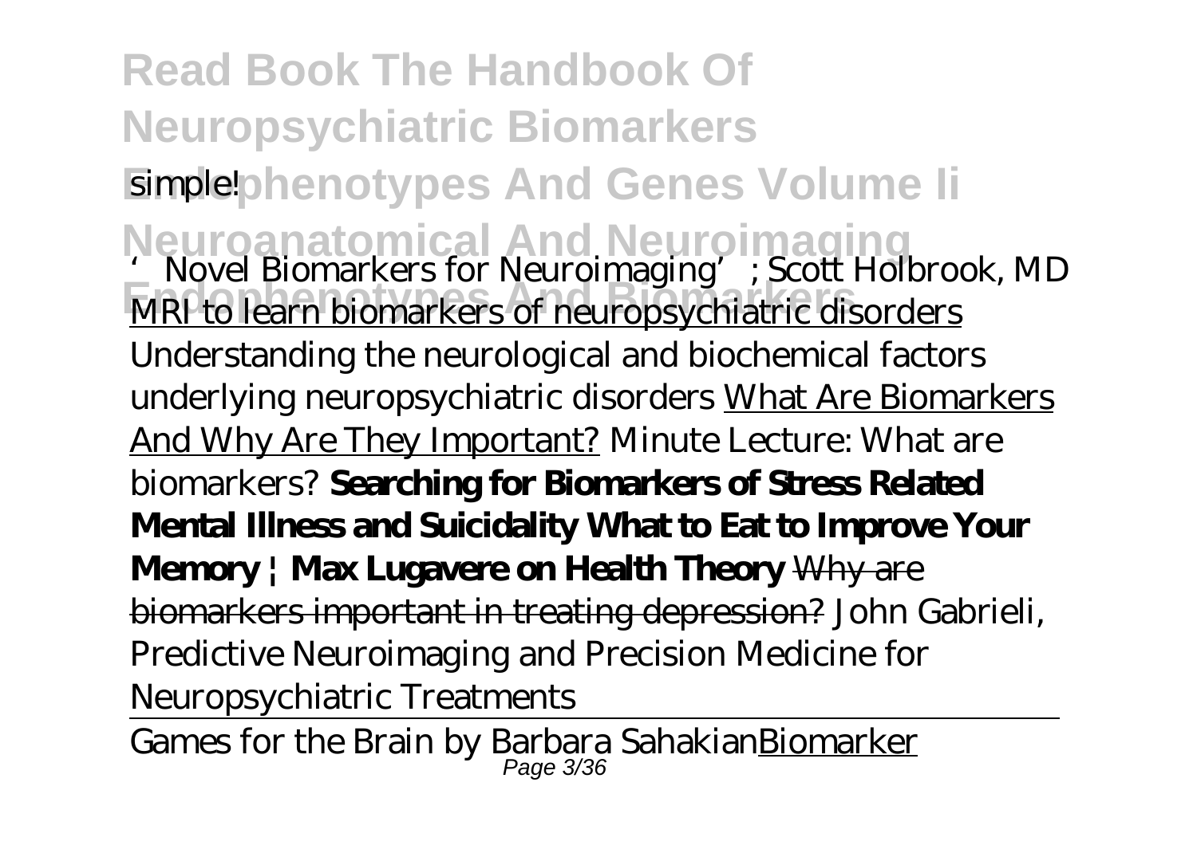simple!

*'Novel Biomarkers for Neuroimaging'; Scott Holbrook, MD* MRI to learn biomarkers of neuropsychiatric disorders *Understanding the neurological and biochemical factors underlying neuropsychiatric disorders* What Are Biomarkers And Why Are They Important? *Minute Lecture: What are biomarkers?* **Searching for Biomarkers of Stress Related Mental Illness and Suicidality What to Eat to Improve Your Memory | Max Lugavere on Health Theory** ~~Why are biomarkers important in treating depression?~~ *John Gabrieli, Predictive Neuroimaging and Precision Medicine for Neuropsychiatric Treatments*

Games for the Brain by Barbara Sahakian Biomarker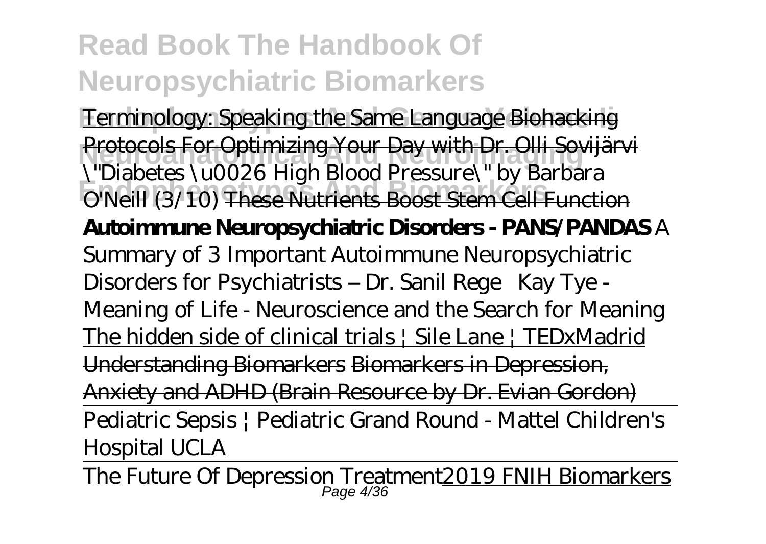Terminology: Speaking the Same Language Biohacking Protocols For Optimizing Your Day with Dr. Olli Sovijärvi *\"Diabetes \u0026 High Blood Pressure\" by Barbara O'Neill (3/10)* These Nutrients Boost Stem Cell Function **Autoimmune Neuropsychiatric Disorders - PANS/PANDAS** *A Summary of 3 Important Autoimmune Neuropsychiatric Disorders for Psychiatrists – Dr. Sanil Rege* *Kay Tye - Meaning of Life - Neuroscience and the Search for Meaning* The hidden side of clinical trials | Sile Lane | TEDxMadrid Understanding Biomarkers Biomarkers in Depression, Anxiety and ADHD (Brain Resource by Dr. Evian Gordon)

Pediatric Sepsis | Pediatric Grand Round - Mattel Children's Hospital UCLA

The Future Of Depression Treatment 2019 FNIH Biomarkers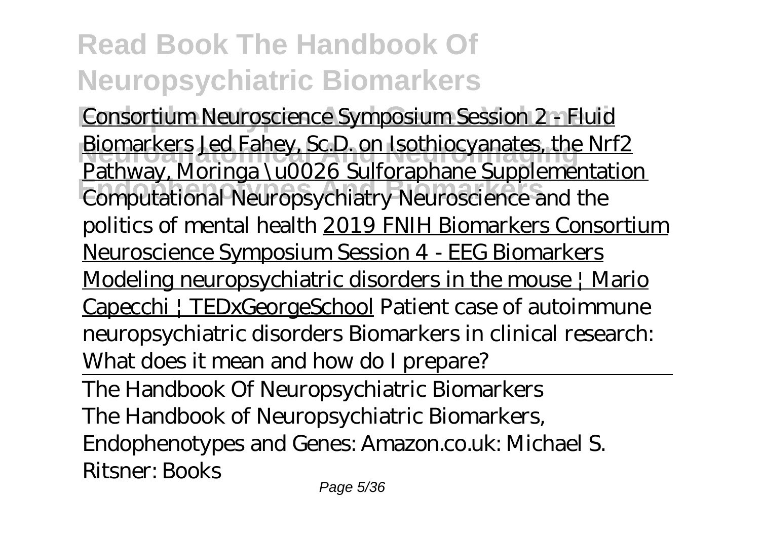Consortium Neuroscience Symposium Session 2 - Fluid Biomarkers Jed Fahey, Sc.D. on Isothiocyanates, the Nrf2 Pathway, Moringa \u0026 Sulforaphane Supplementation *Computational Neuropsychiatry* *Neuroscience and the politics of mental health* 2019 FNIH Biomarkers Consortium Neuroscience Symposium Session 4 - EEG Biomarkers Modeling neuropsychiatric disorders in the mouse | Mario Capecchi | TEDxGeorgeSchool *Patient case of autoimmune neuropsychiatric disorders* *Biomarkers in clinical research: What does it mean and how do I prepare?*

The Handbook Of Neuropsychiatric Biomarkers

The Handbook of Neuropsychiatric Biomarkers, Endophenotypes and Genes: Amazon.co.uk: Michael S. Ritsner: Books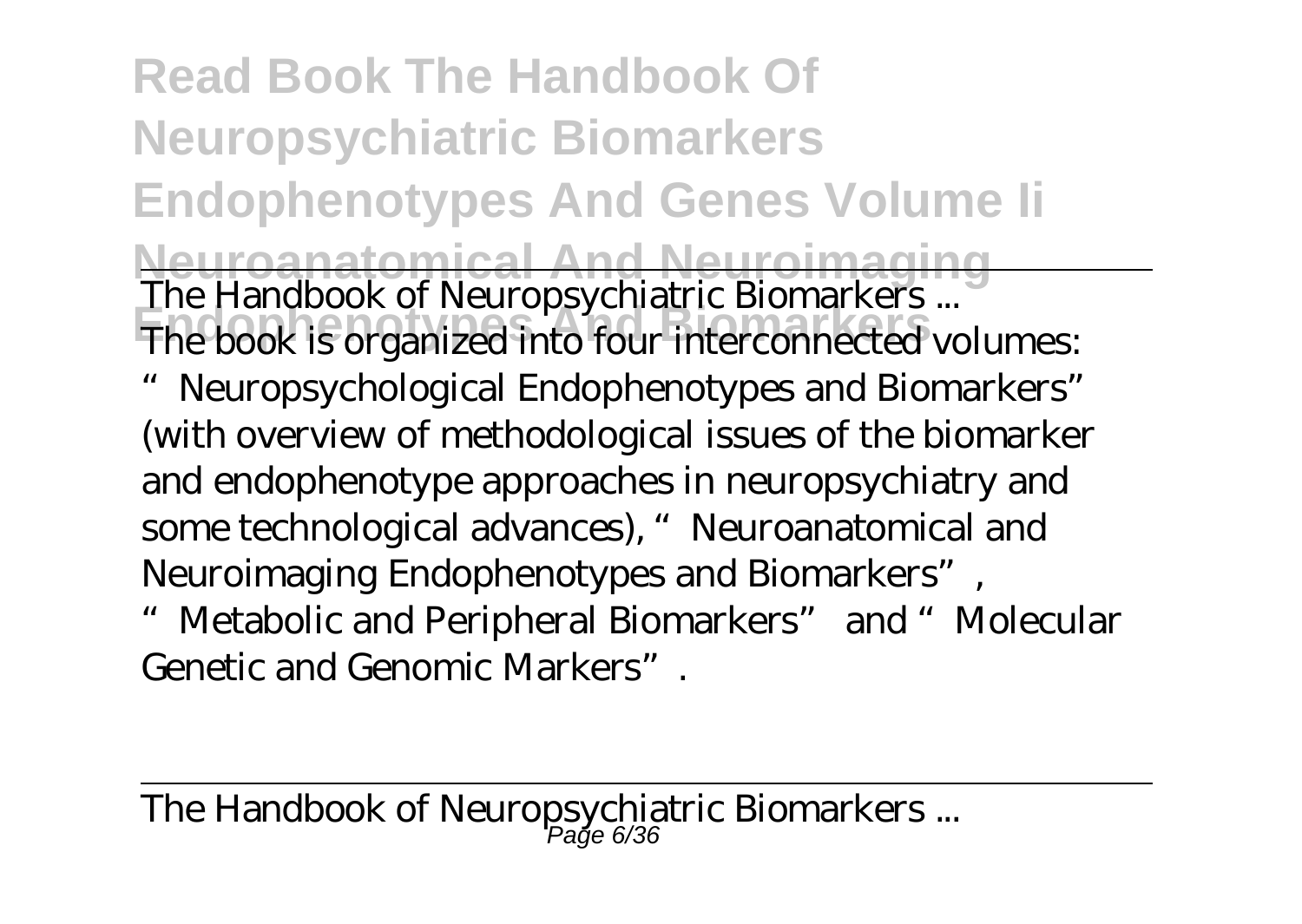The Handbook of Neuropsychiatric Biomarkers ...

The book is organized into four interconnected volumes: "Neuropsychological Endophenotypes and Biomarkers" (with overview of methodological issues of the biomarker and endophenotype approaches in neuropsychiatry and some technological advances), "Neuroanatomical and Neuroimaging Endophenotypes and Biomarkers", "Metabolic and Peripheral Biomarkers" and "Molecular Genetic and Genomic Markers".

The Handbook of Neuropsychiatric Biomarkers ...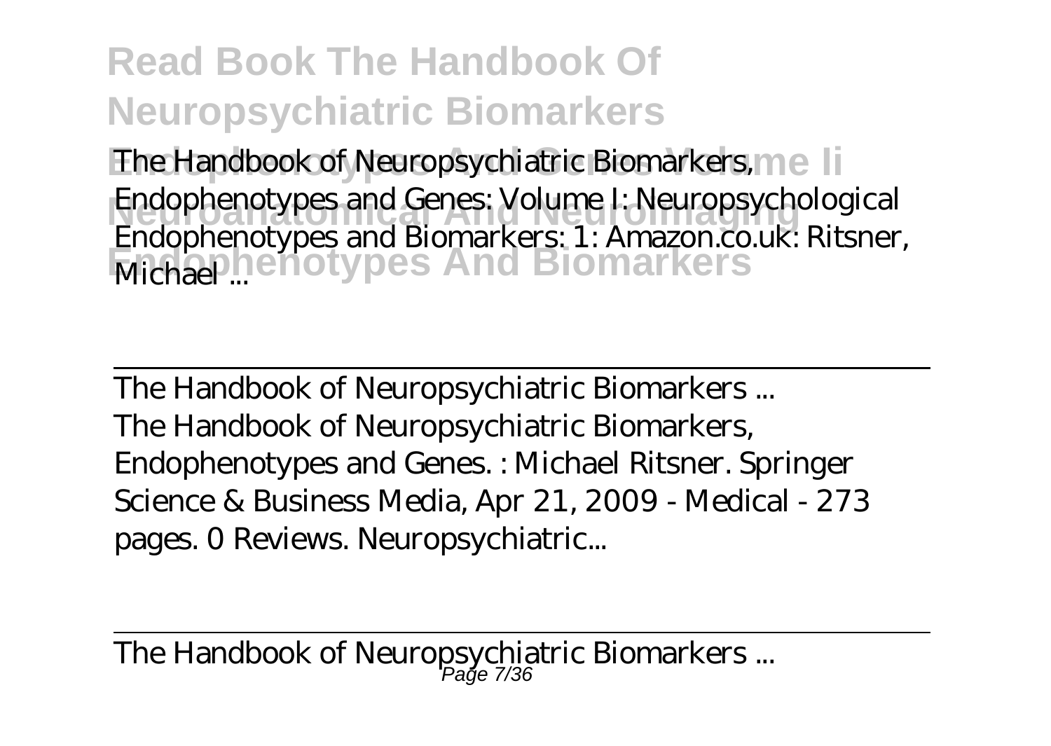The Handbook of Neuropsychiatric Biomarkers, Endophenotypes and Genes: Volume I: Neuropsychological Endophenotypes and Biomarkers: 1: Amazon.co.uk: Ritsner, Michael ...

---

The Handbook of Neuropsychiatric Biomarkers ...

The Handbook of Neuropsychiatric Biomarkers, Endophenotypes and Genes. : Michael Ritsner. Springer Science & Business Media, Apr 21, 2009 - Medical - 273 pages. 0 Reviews. Neuropsychiatric...

---

The Handbook of Neuropsychiatric Biomarkers ...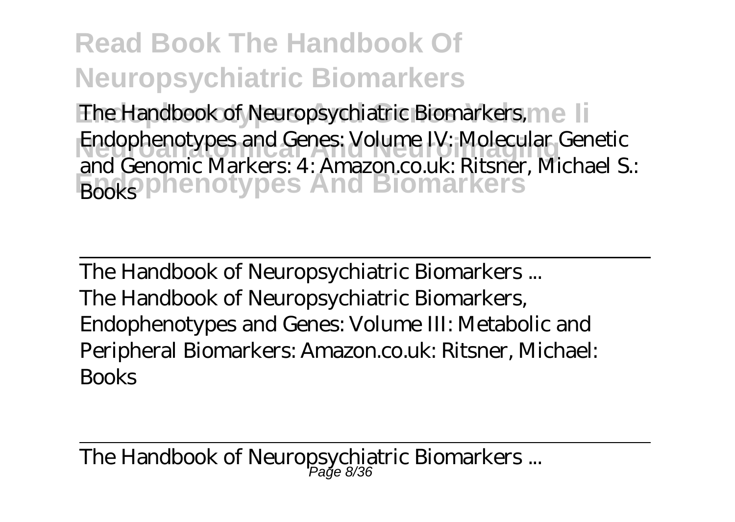The Handbook of Neuropsychiatric Biomarkers, Endophenotypes and Genes: Volume IV: Molecular Genetic and Genomic Markers: 4: Amazon.co.uk: Ritsner, Michael S.: Books

---

The Handbook of Neuropsychiatric Biomarkers ...

The Handbook of Neuropsychiatric Biomarkers, Endophenotypes and Genes: Volume III: Metabolic and Peripheral Biomarkers: Amazon.co.uk: Ritsner, Michael: Books

---

The Handbook of Neuropsychiatric Biomarkers ...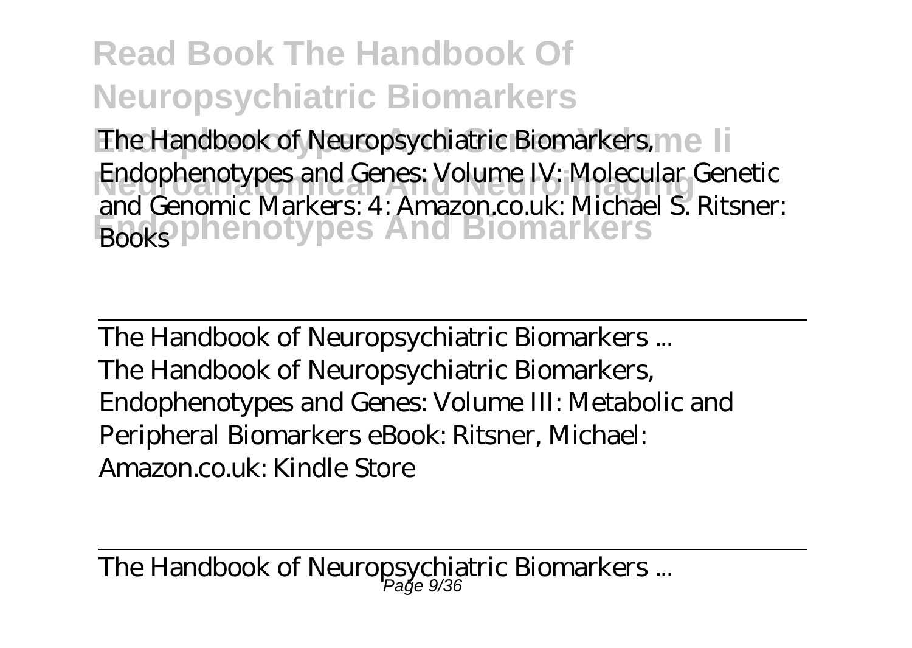The Handbook of Neuropsychiatric Biomarkers, Endophenotypes and Genes: Volume IV: Molecular Genetic and Genomic Markers: 4: Amazon.co.uk: Michael S. Ritsner: Books

---

The Handbook of Neuropsychiatric Biomarkers ...

The Handbook of Neuropsychiatric Biomarkers, Endophenotypes and Genes: Volume III: Metabolic and Peripheral Biomarkers eBook: Ritsner, Michael: Amazon.co.uk: Kindle Store

---

The Handbook of Neuropsychiatric Biomarkers ...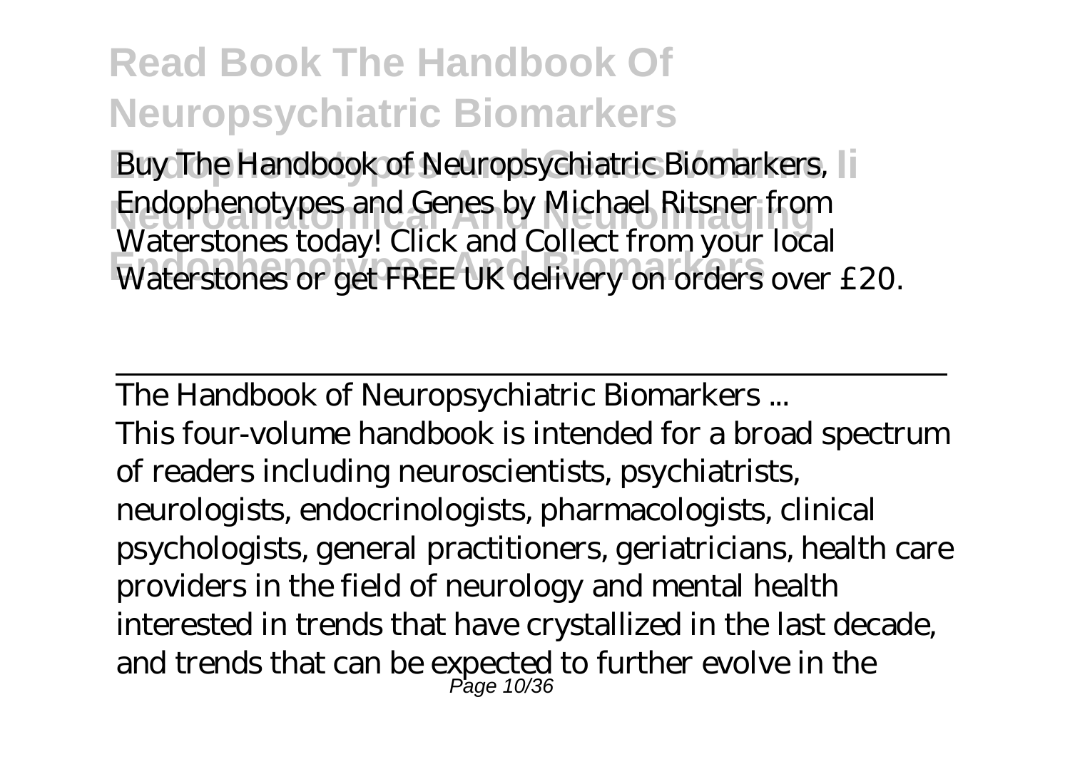Buy The Handbook of Neuropsychiatric Biomarkers, Endophenotypes and Genes by Michael Ritsner from Waterstones today! Click and Collect from your local Waterstones or get FREE UK delivery on orders over £20.

---

The Handbook of Neuropsychiatric Biomarkers ...

This four-volume handbook is intended for a broad spectrum of readers including neuroscientists, psychiatrists, neurologists, endocrinologists, pharmacologists, clinical psychologists, general practitioners, geriatricians, health care providers in the field of neurology and mental health interested in trends that have crystallized in the last decade, and trends that can be expected to further evolve in the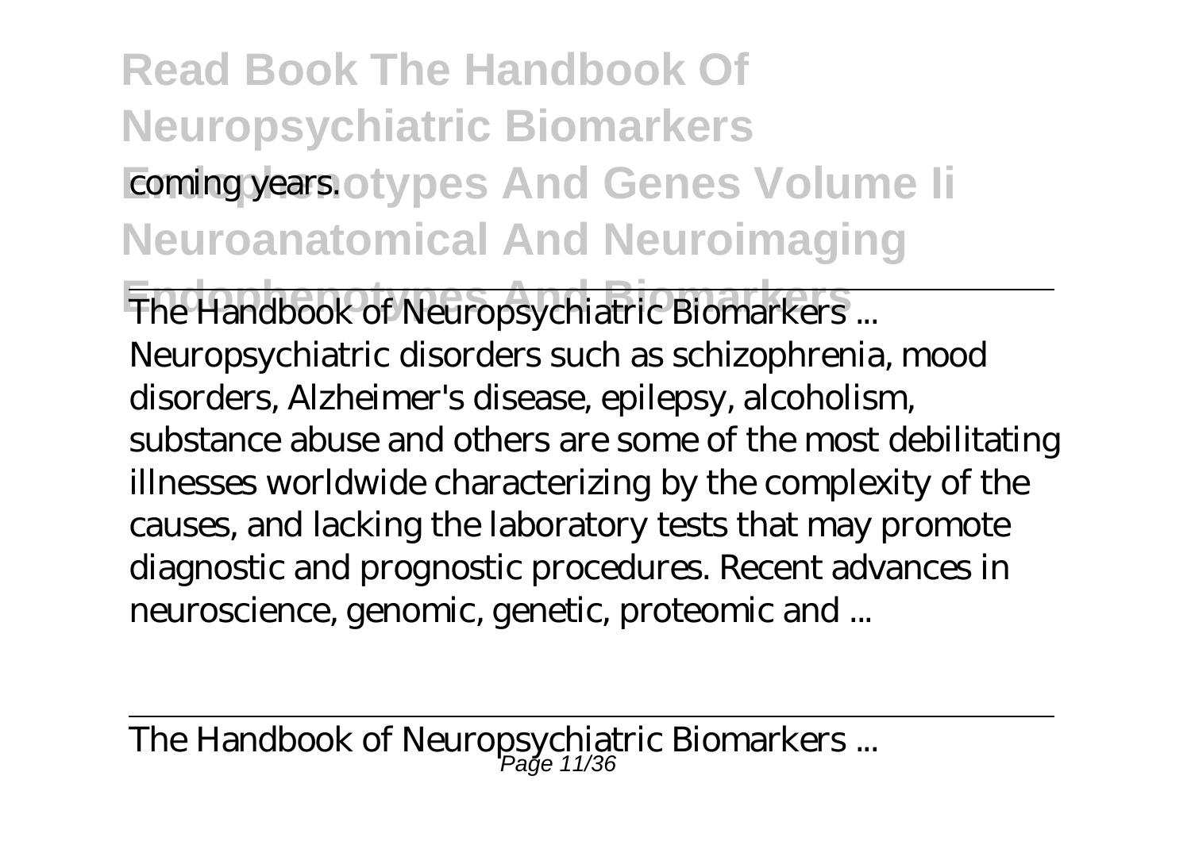coming years.

The Handbook of Neuropsychiatric Biomarkers ...

Neuropsychiatric disorders such as schizophrenia, mood disorders, Alzheimer's disease, epilepsy, alcoholism, substance abuse and others are some of the most debilitating illnesses worldwide characterizing by the complexity of the causes, and lacking the laboratory tests that may promote diagnostic and prognostic procedures. Recent advances in neuroscience, genomic, genetic, proteomic and ...

The Handbook of Neuropsychiatric Biomarkers ...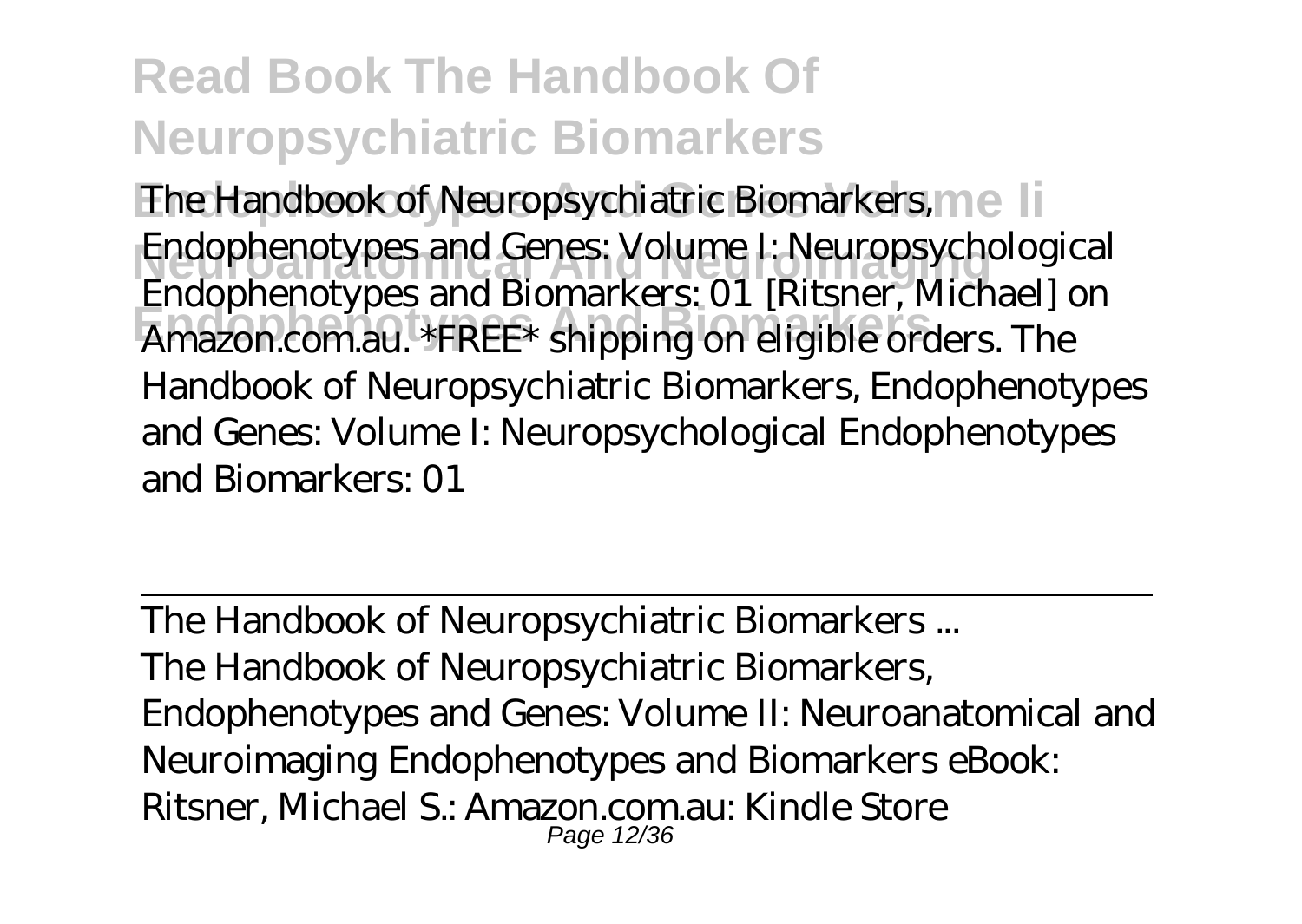The Handbook of Neuropsychiatric Biomarkers, Endophenotypes and Genes: Volume I: Neuropsychological Endophenotypes and Biomarkers: 01 [Ritsner, Michael] on Amazon.com.au. *FREE* shipping on eligible orders. The Handbook of Neuropsychiatric Biomarkers, Endophenotypes and Genes: Volume I: Neuropsychological Endophenotypes and Biomarkers: 01

The Handbook of Neuropsychiatric Biomarkers ...

The Handbook of Neuropsychiatric Biomarkers, Endophenotypes and Genes: Volume II: Neuroanatomical and Neuroimaging Endophenotypes and Biomarkers eBook: Ritsner, Michael S.: Amazon.com.au: Kindle Store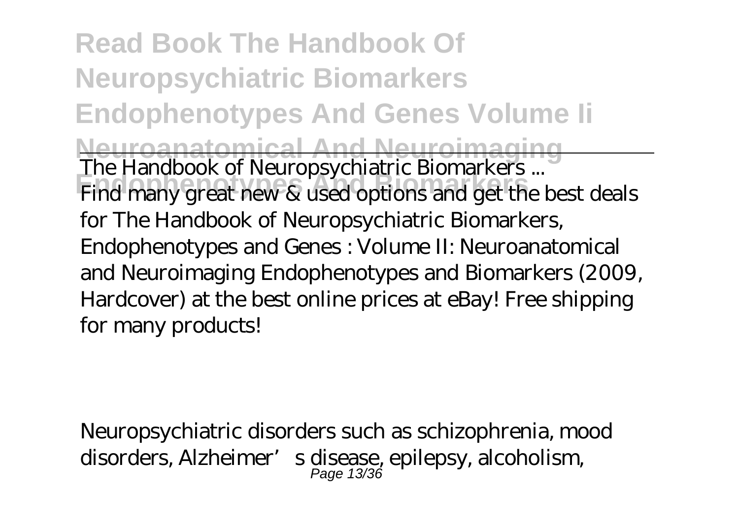The Handbook of Neuropsychiatric Biomarkers ...

Find many great new & used options and get the best deals for The Handbook of Neuropsychiatric Biomarkers, Endophenotypes and Genes : Volume II: Neuroanatomical and Neuroimaging Endophenotypes and Biomarkers (2009, Hardcover) at the best online prices at eBay! Free shipping for many products!

Neuropsychiatric disorders such as schizophrenia, mood disorders, Alzheimer's disease, epilepsy, alcoholism,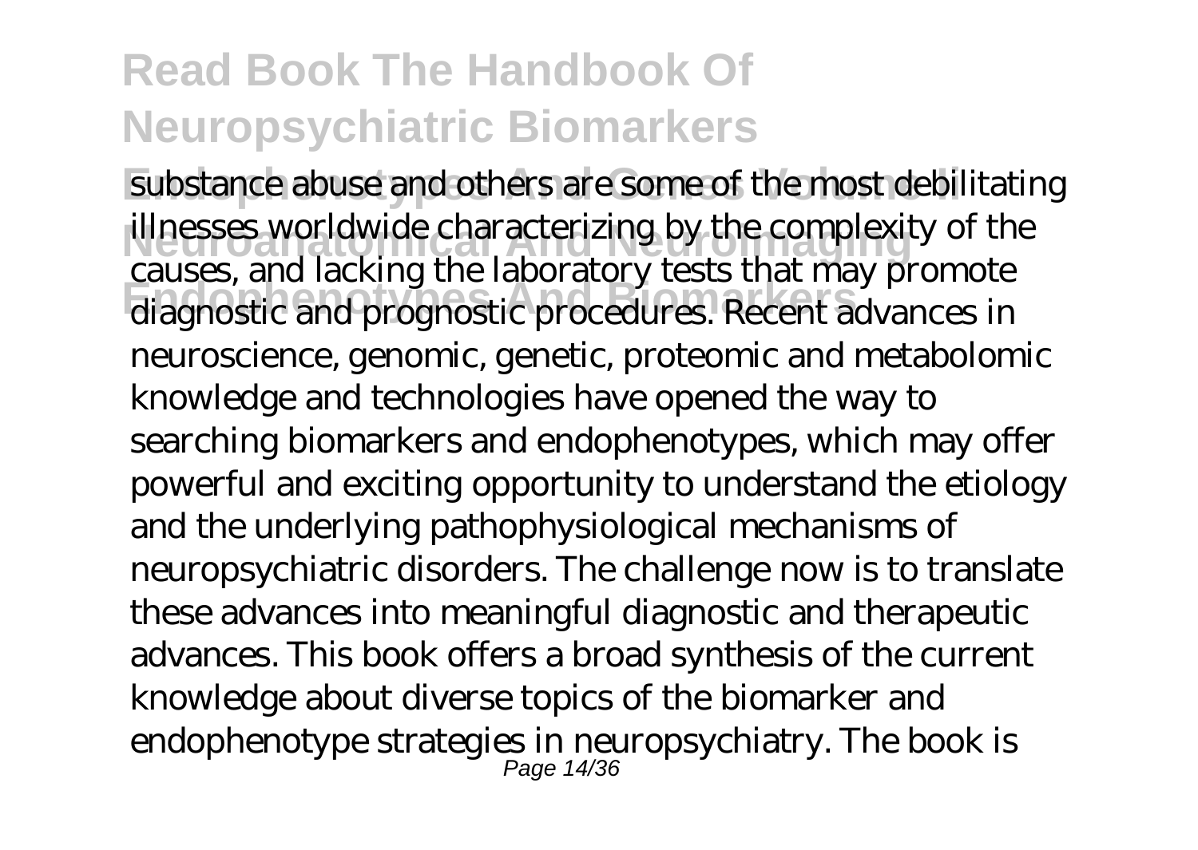substance abuse and others are some of the most debilitating illnesses worldwide characterizing by the complexity of the causes, and lacking the laboratory tests that may promote diagnostic and prognostic procedures. Recent advances in neuroscience, genomic, genetic, proteomic and metabolomic knowledge and technologies have opened the way to searching biomarkers and endophenotypes, which may offer powerful and exciting opportunity to understand the etiology and the underlying pathophysiological mechanisms of neuropsychiatric disorders. The challenge now is to translate these advances into meaningful diagnostic and therapeutic advances. This book offers a broad synthesis of the current knowledge about diverse topics of the biomarker and endophenotype strategies in neuropsychiatry. The book is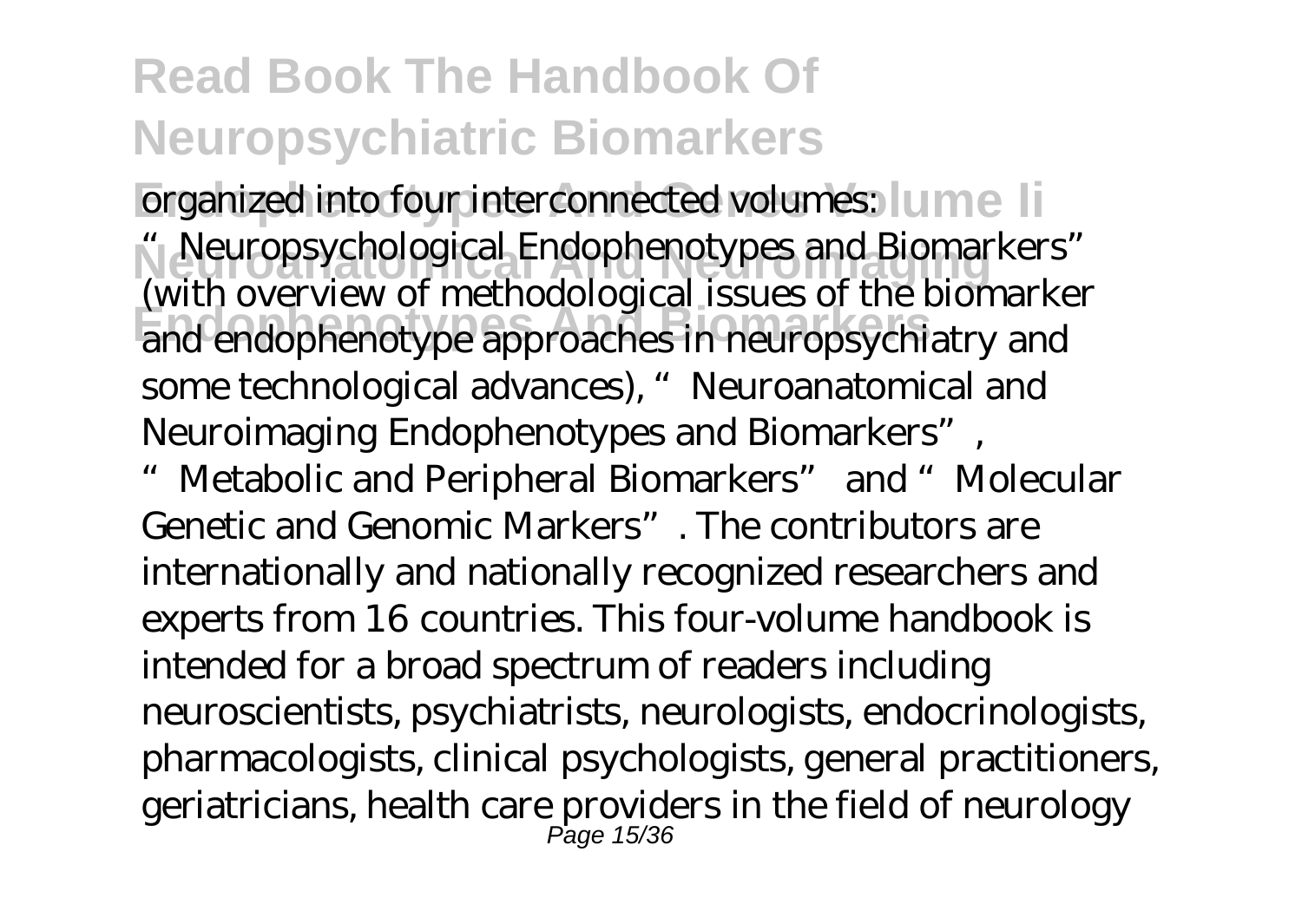organized into four interconnected volumes: "Neuropsychological Endophenotypes and Biomarkers" (with overview of methodological issues of the biomarker and endophenotype approaches in neuropsychiatry and some technological advances), "Neuroanatomical and Neuroimaging Endophenotypes and Biomarkers", "Metabolic and Peripheral Biomarkers" and "Molecular Genetic and Genomic Markers". The contributors are internationally and nationally recognized researchers and experts from 16 countries. This four-volume handbook is intended for a broad spectrum of readers including neuroscientists, psychiatrists, neurologists, endocrinologists, pharmacologists, clinical psychologists, general practitioners, geriatricians, health care providers in the field of neurology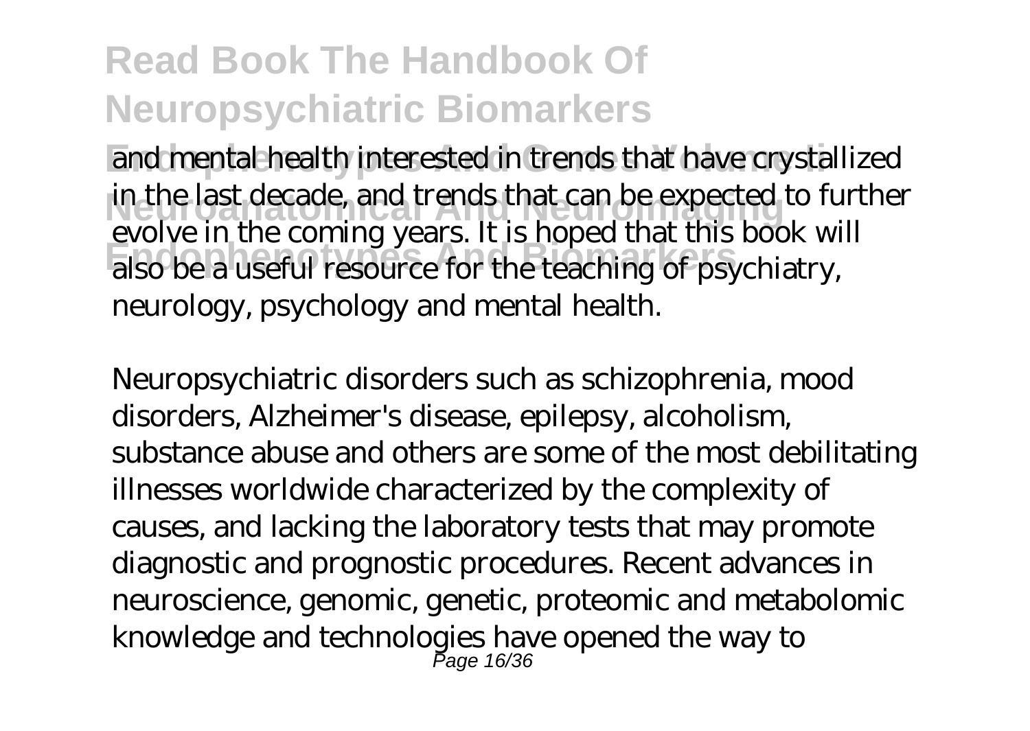and mental health interested in trends that have crystallized in the last decade, and trends that can be expected to further evolve in the coming years. It is hoped that this book will also be a useful resource for the teaching of psychiatry, neurology, psychology and mental health.

Neuropsychiatric disorders such as schizophrenia, mood disorders, Alzheimer's disease, epilepsy, alcoholism, substance abuse and others are some of the most debilitating illnesses worldwide characterized by the complexity of causes, and lacking the laboratory tests that may promote diagnostic and prognostic procedures. Recent advances in neuroscience, genomic, genetic, proteomic and metabolomic knowledge and technologies have opened the way to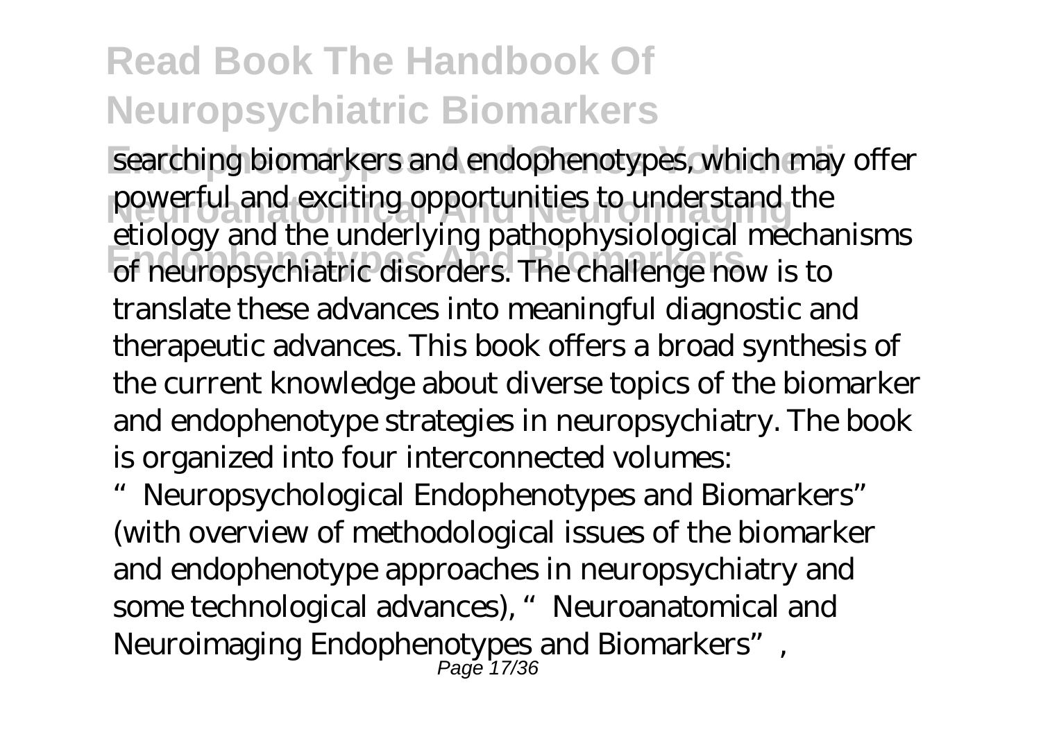searching biomarkers and endophenotypes, which may offer powerful and exciting opportunities to understand the etiology and the underlying pathophysiological mechanisms of neuropsychiatric disorders. The challenge now is to translate these advances into meaningful diagnostic and therapeutic advances. This book offers a broad synthesis of the current knowledge about diverse topics of the biomarker and endophenotype strategies in neuropsychiatry. The book is organized into four interconnected volumes: "Neuropsychological Endophenotypes and Biomarkers" (with overview of methodological issues of the biomarker and endophenotype approaches in neuropsychiatry and some technological advances), "Neuroanatomical and Neuroimaging Endophenotypes and Biomarkers",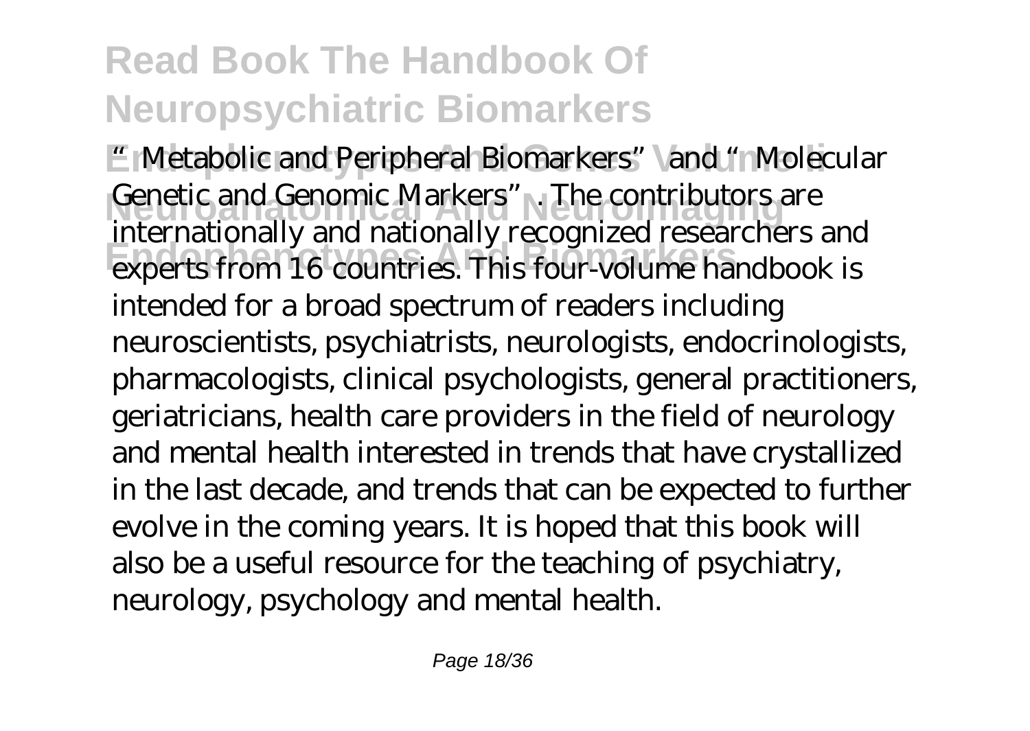"Metabolic and Peripheral Biomarkers" and "Molecular Genetic and Genomic Markers". The contributors are internationally and nationally recognized researchers and experts from 16 countries. This four-volume handbook is intended for a broad spectrum of readers including neuroscientists, psychiatrists, neurologists, endocrinologists, pharmacologists, clinical psychologists, general practitioners, geriatricians, health care providers in the field of neurology and mental health interested in trends that have crystallized in the last decade, and trends that can be expected to further evolve in the coming years. It is hoped that this book will also be a useful resource for the teaching of psychiatry, neurology, psychology and mental health.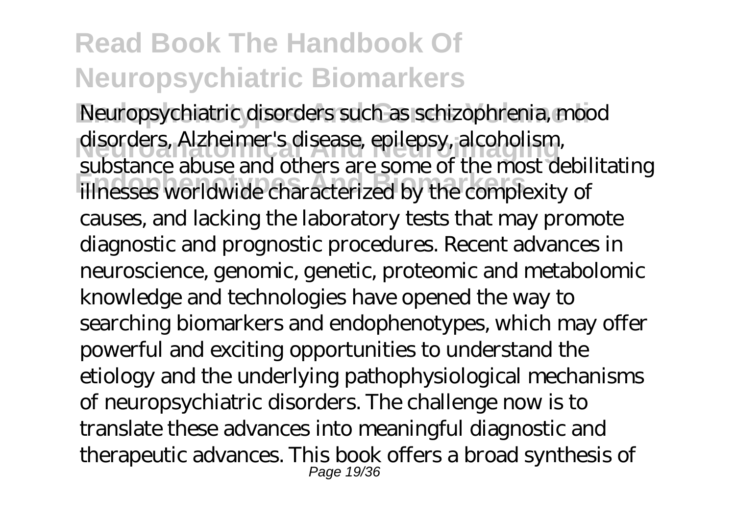Neuropsychiatric disorders such as schizophrenia, mood disorders, Alzheimer's disease, epilepsy, alcoholism, substance abuse and others are some of the most debilitating illnesses worldwide characterized by the complexity of causes, and lacking the laboratory tests that may promote diagnostic and prognostic procedures. Recent advances in neuroscience, genomic, genetic, proteomic and metabolomic knowledge and technologies have opened the way to searching biomarkers and endophenotypes, which may offer powerful and exciting opportunities to understand the etiology and the underlying pathophysiological mechanisms of neuropsychiatric disorders. The challenge now is to translate these advances into meaningful diagnostic and therapeutic advances. This book offers a broad synthesis of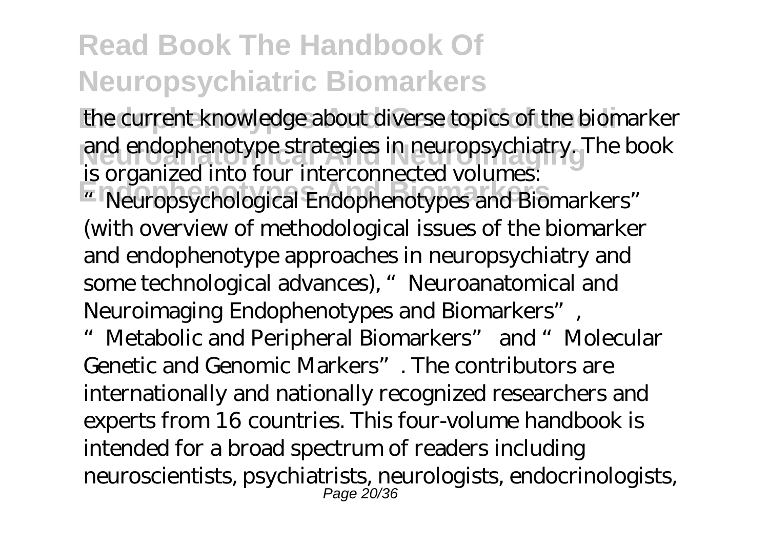the current knowledge about diverse topics of the biomarker and endophenotype strategies in neuropsychiatry. The book is organized into four interconnected volumes: "Neuropsychological Endophenotypes and Biomarkers" (with overview of methodological issues of the biomarker and endophenotype approaches in neuropsychiatry and some technological advances), "Neuroanatomical and Neuroimaging Endophenotypes and Biomarkers", "Metabolic and Peripheral Biomarkers" and "Molecular Genetic and Genomic Markers". The contributors are internationally and nationally recognized researchers and experts from 16 countries. This four-volume handbook is intended for a broad spectrum of readers including neuroscientists, psychiatrists, neurologists, endocrinologists,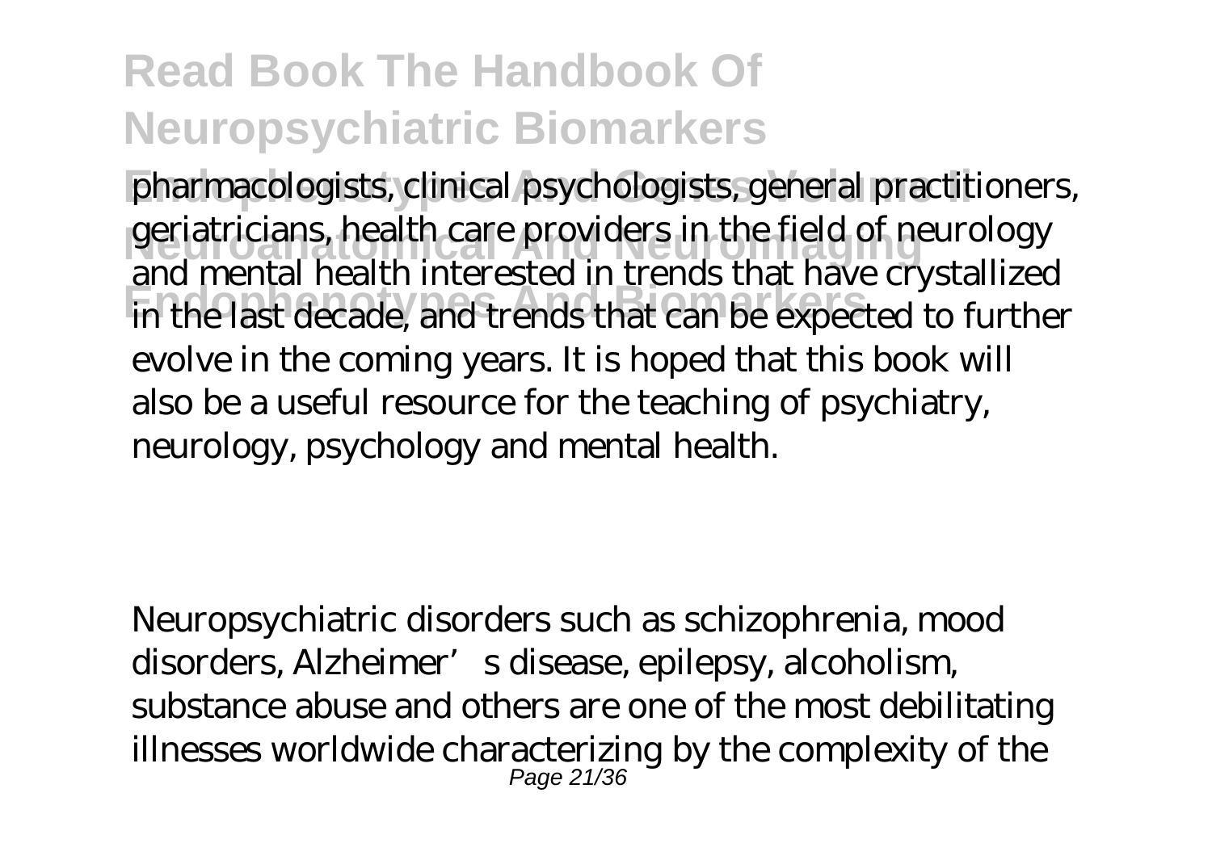pharmacologists, clinical psychologists, general practitioners, geriatricians, health care providers in the field of neurology and mental health interested in trends that have crystallized in the last decade, and trends that can be expected to further evolve in the coming years. It is hoped that this book will also be a useful resource for the teaching of psychiatry, neurology, psychology and mental health.

Neuropsychiatric disorders such as schizophrenia, mood disorders, Alzheimer's disease, epilepsy, alcoholism, substance abuse and others are one of the most debilitating illnesses worldwide characterizing by the complexity of the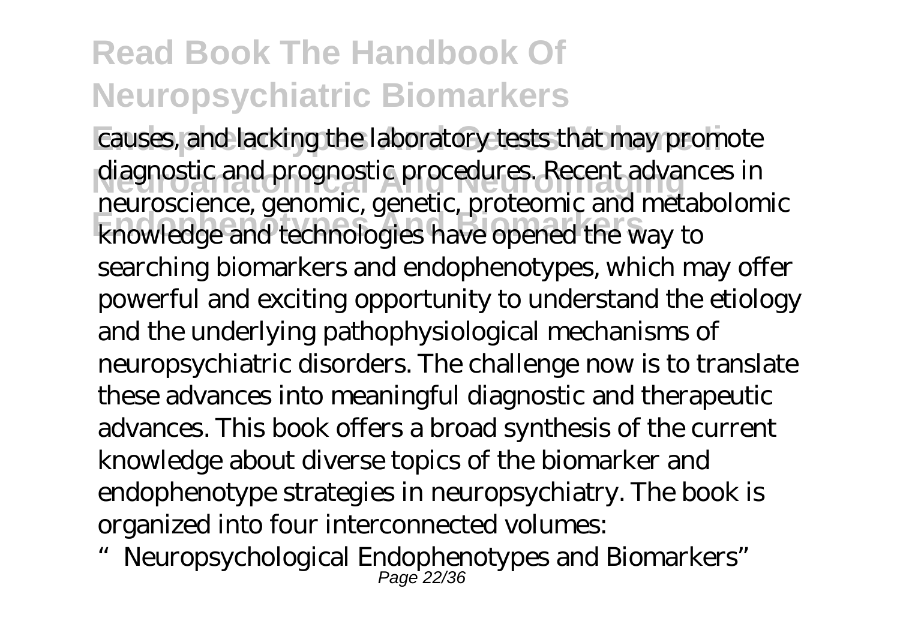causes, and lacking the laboratory tests that may promote diagnostic and prognostic procedures. Recent advances in neuroscience, genomic, genetic, proteomic and metabolomic knowledge and technologies have opened the way to searching biomarkers and endophenotypes, which may offer powerful and exciting opportunity to understand the etiology and the underlying pathophysiological mechanisms of neuropsychiatric disorders. The challenge now is to translate these advances into meaningful diagnostic and therapeutic advances. This book offers a broad synthesis of the current knowledge about diverse topics of the biomarker and endophenotype strategies in neuropsychiatry. The book is organized into four interconnected volumes:

"Neuropsychological Endophenotypes and Biomarkers"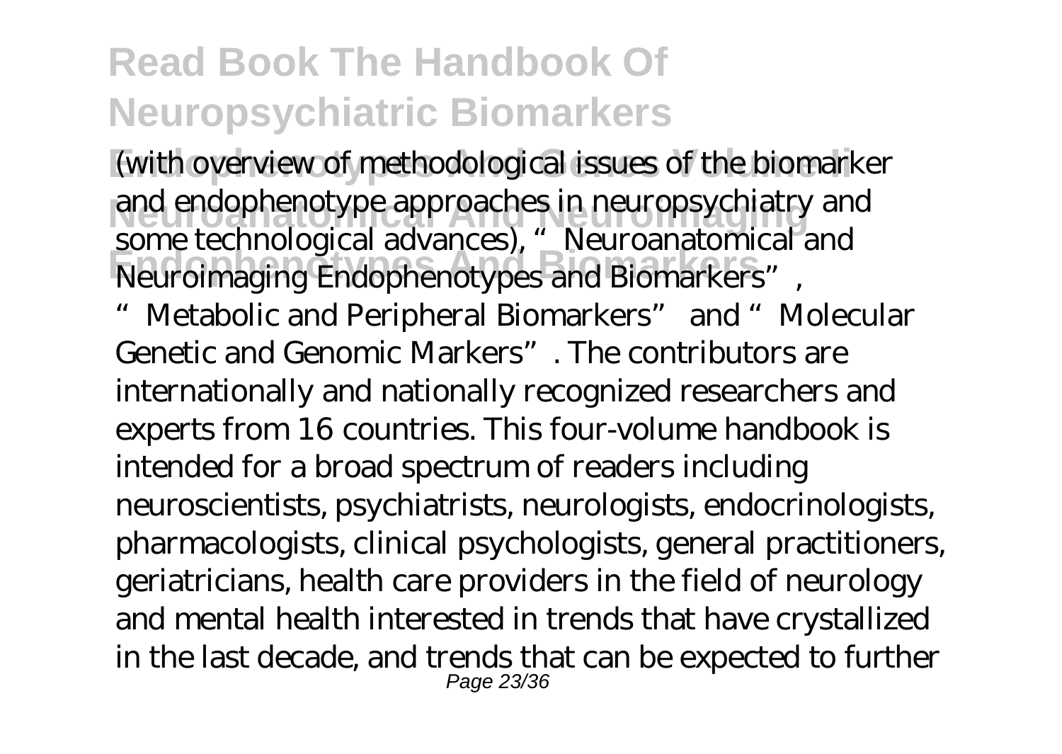(with overview of methodological issues of the biomarker and endophenotype approaches in neuropsychiatry and some technological advances), "Neuroanatomical and Neuroimaging Endophenotypes and Biomarkers", "Metabolic and Peripheral Biomarkers" and "Molecular Genetic and Genomic Markers". The contributors are internationally and nationally recognized researchers and experts from 16 countries. This four-volume handbook is intended for a broad spectrum of readers including neuroscientists, psychiatrists, neurologists, endocrinologists, pharmacologists, clinical psychologists, general practitioners, geriatricians, health care providers in the field of neurology and mental health interested in trends that have crystallized in the last decade, and trends that can be expected to further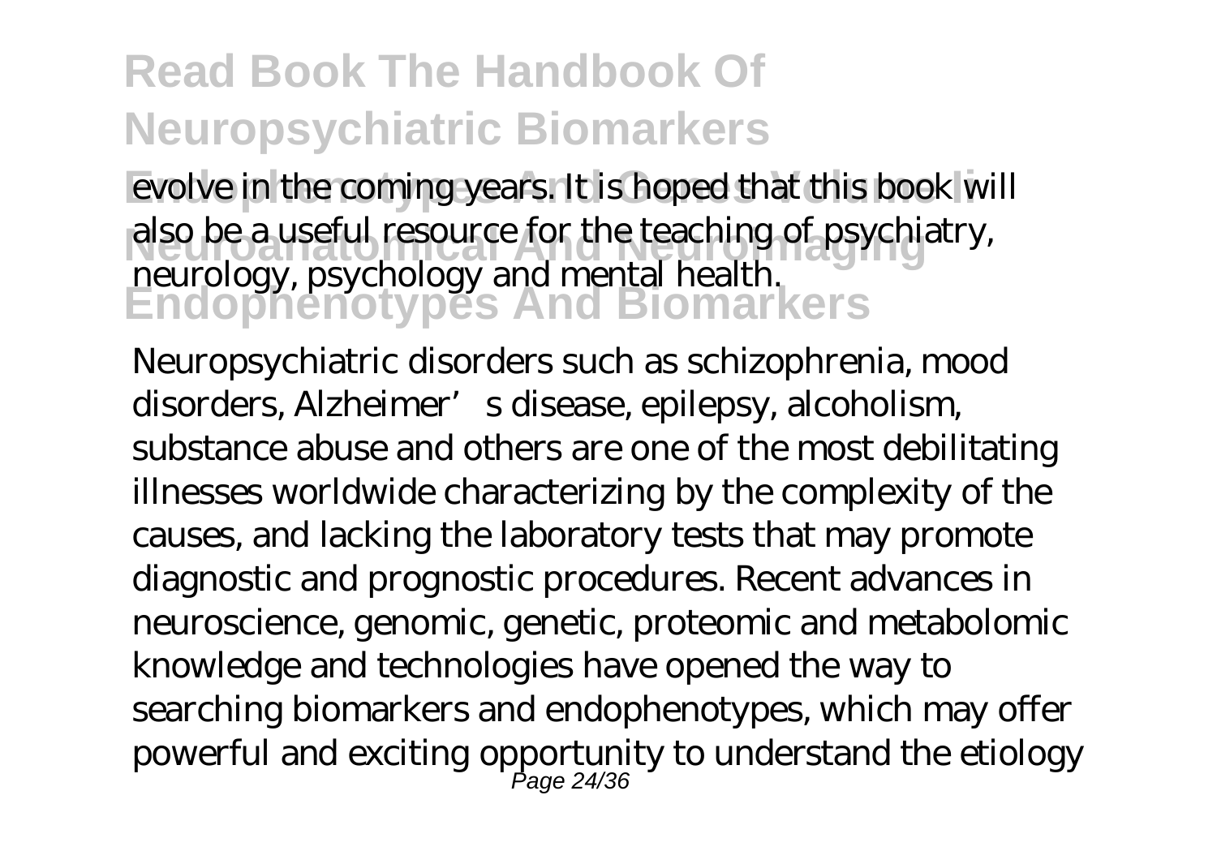evolve in the coming years. It is hoped that this book will also be a useful resource for the teaching of psychiatry, neurology, psychology and mental health.

Neuropsychiatric disorders such as schizophrenia, mood disorders, Alzheimer’ s disease, epilepsy, alcoholism, substance abuse and others are one of the most debilitating illnesses worldwide characterizing by the complexity of the causes, and lacking the laboratory tests that may promote diagnostic and prognostic procedures. Recent advances in neuroscience, genomic, genetic, proteomic and metabolomic knowledge and technologies have opened the way to searching biomarkers and endophenotypes, which may offer powerful and exciting opportunity to understand the etiology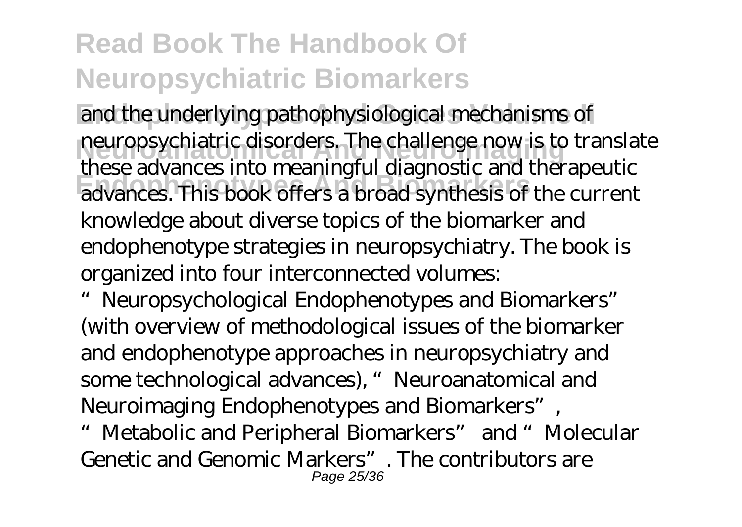and the underlying pathophysiological mechanisms of neuropsychiatric disorders. The challenge now is to translate these advances into meaningful diagnostic and therapeutic advances. This book offers a broad synthesis of the current knowledge about diverse topics of the biomarker and endophenotype strategies in neuropsychiatry. The book is organized into four interconnected volumes: "Neuropsychological Endophenotypes and Biomarkers" (with overview of methodological issues of the biomarker and endophenotype approaches in neuropsychiatry and some technological advances), "Neuroanatomical and Neuroimaging Endophenotypes and Biomarkers", "Metabolic and Peripheral Biomarkers" and "Molecular Genetic and Genomic Markers". The contributors are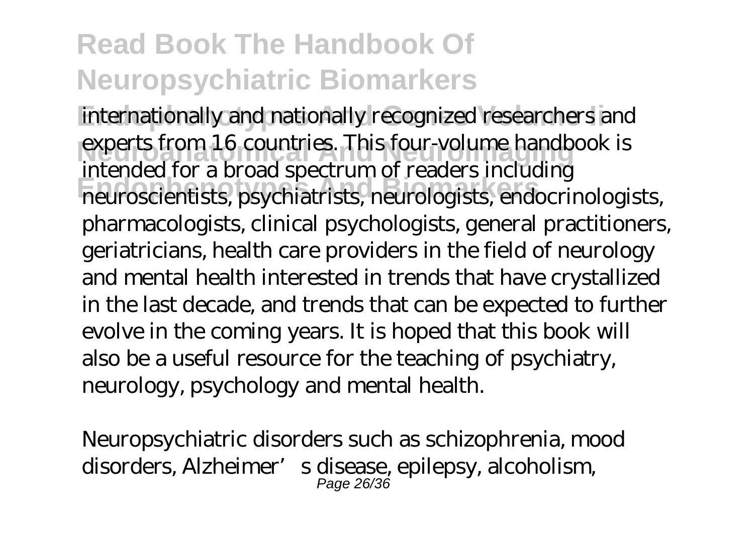internationally and nationally recognized researchers and experts from 16 countries. This four-volume handbook is intended for a broad spectrum of readers including neuroscientists, psychiatrists, neurologists, endocrinologists, pharmacologists, clinical psychologists, general practitioners, geriatricians, health care providers in the field of neurology and mental health interested in trends that have crystallized in the last decade, and trends that can be expected to further evolve in the coming years. It is hoped that this book will also be a useful resource for the teaching of psychiatry, neurology, psychology and mental health.

Neuropsychiatric disorders such as schizophrenia, mood disorders, Alzheimer's disease, epilepsy, alcoholism,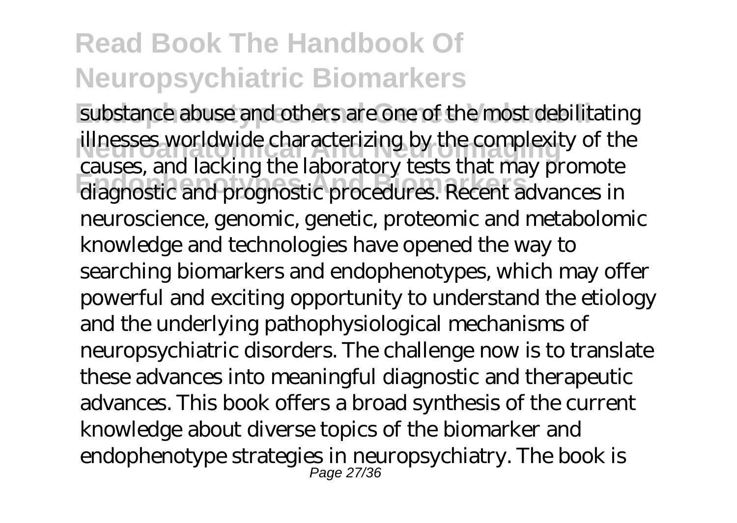substance abuse and others are one of the most debilitating illnesses worldwide characterizing by the complexity of the causes, and lacking the laboratory tests that may promote diagnostic and prognostic procedures. Recent advances in neuroscience, genomic, genetic, proteomic and metabolomic knowledge and technologies have opened the way to searching biomarkers and endophenotypes, which may offer powerful and exciting opportunity to understand the etiology and the underlying pathophysiological mechanisms of neuropsychiatric disorders. The challenge now is to translate these advances into meaningful diagnostic and therapeutic advances. This book offers a broad synthesis of the current knowledge about diverse topics of the biomarker and endophenotype strategies in neuropsychiatry. The book is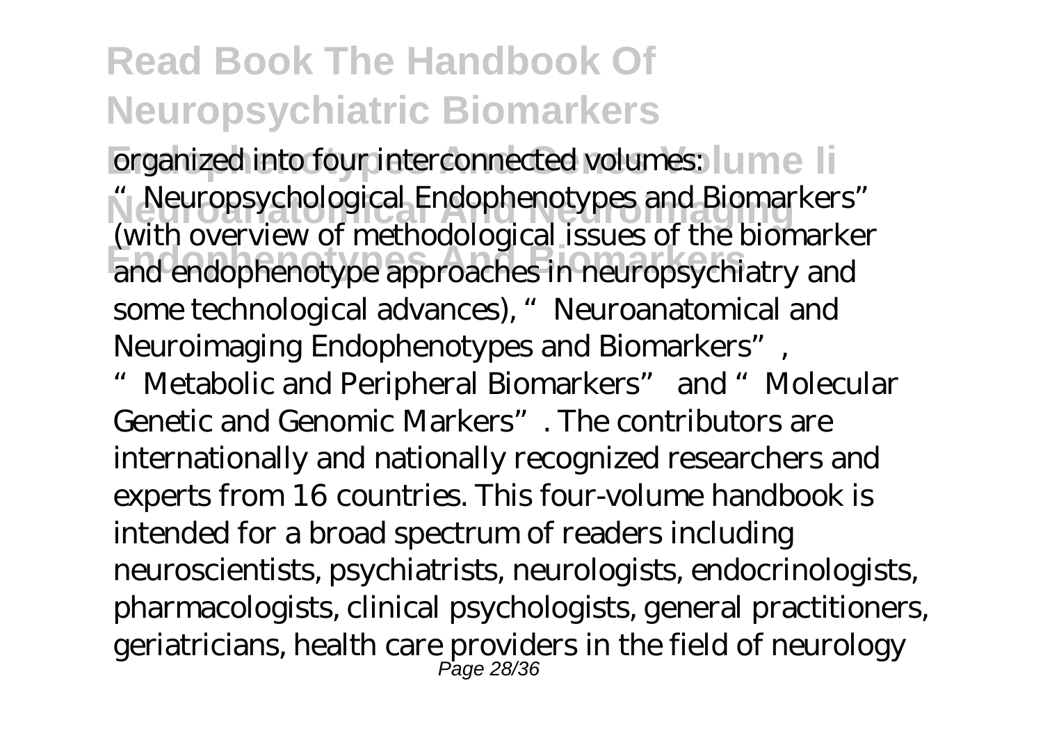organized into four interconnected volumes: "Neuropsychological Endophenotypes and Biomarkers" (with overview of methodological issues of the biomarker and endophenotype approaches in neuropsychiatry and some technological advances), "Neuroanatomical and Neuroimaging Endophenotypes and Biomarkers", "Metabolic and Peripheral Biomarkers" and "Molecular Genetic and Genomic Markers". The contributors are internationally and nationally recognized researchers and experts from 16 countries. This four-volume handbook is intended for a broad spectrum of readers including neuroscientists, psychiatrists, neurologists, endocrinologists, pharmacologists, clinical psychologists, general practitioners, geriatricians, health care providers in the field of neurology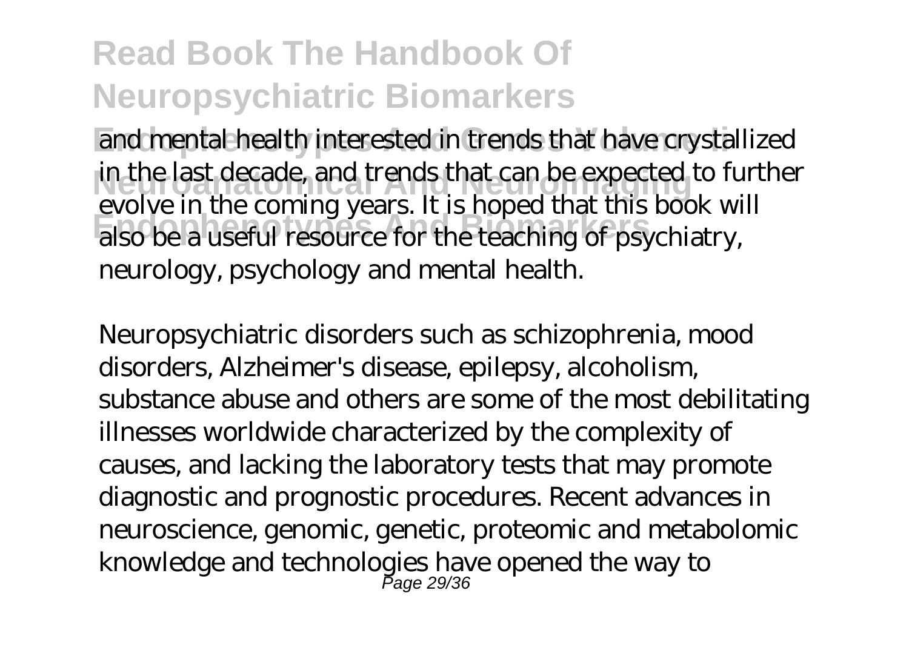and mental health interested in trends that have crystallized in the last decade, and trends that can be expected to further evolve in the coming years. It is hoped that this book will also be a useful resource for the teaching of psychiatry, neurology, psychology and mental health.

Neuropsychiatric disorders such as schizophrenia, mood disorders, Alzheimer's disease, epilepsy, alcoholism, substance abuse and others are some of the most debilitating illnesses worldwide characterized by the complexity of causes, and lacking the laboratory tests that may promote diagnostic and prognostic procedures. Recent advances in neuroscience, genomic, genetic, proteomic and metabolomic knowledge and technologies have opened the way to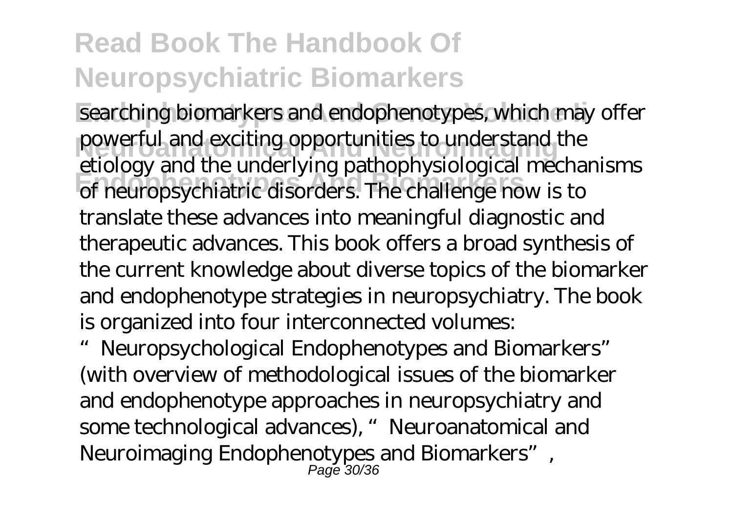searching biomarkers and endophenotypes, which may offer powerful and exciting opportunities to understand the etiology and the underlying pathophysiological mechanisms of neuropsychiatric disorders. The challenge now is to translate these advances into meaningful diagnostic and therapeutic advances. This book offers a broad synthesis of the current knowledge about diverse topics of the biomarker and endophenotype strategies in neuropsychiatry. The book is organized into four interconnected volumes: "Neuropsychological Endophenotypes and Biomarkers" (with overview of methodological issues of the biomarker and endophenotype approaches in neuropsychiatry and some technological advances), "Neuroanatomical and Neuroimaging Endophenotypes and Biomarkers",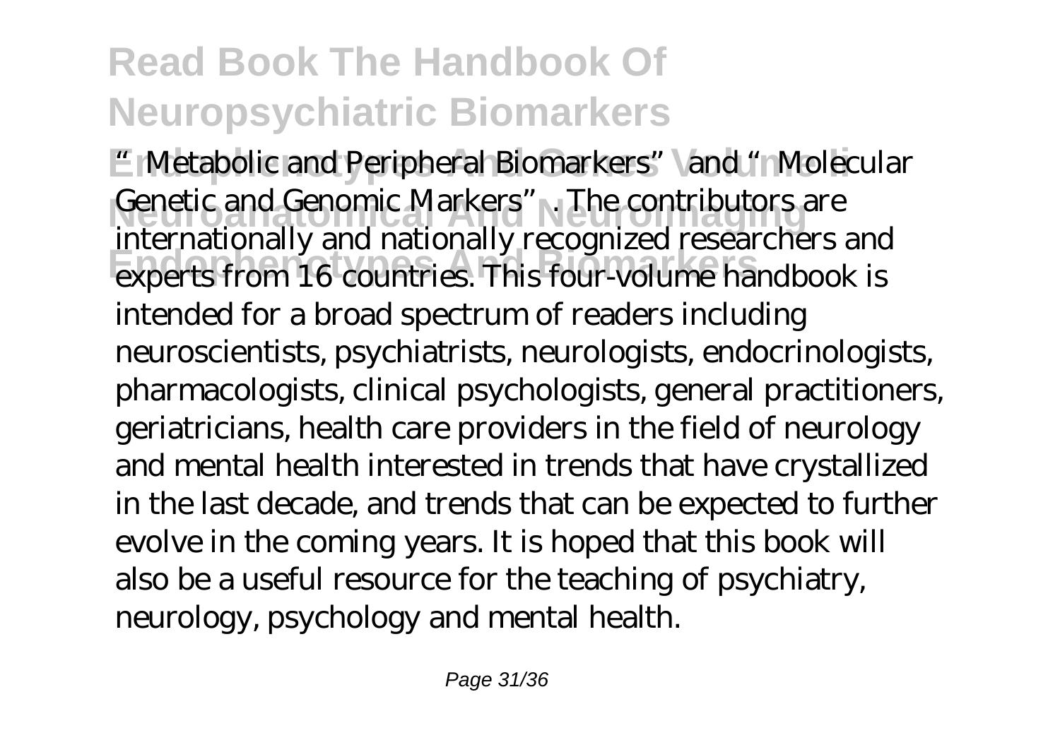"Metabolic and Peripheral Biomarkers" and "Molecular Genetic and Genomic Markers". The contributors are internationally and nationally recognized researchers and experts from 16 countries. This four-volume handbook is intended for a broad spectrum of readers including neuroscientists, psychiatrists, neurologists, endocrinologists, pharmacologists, clinical psychologists, general practitioners, geriatricians, health care providers in the field of neurology and mental health interested in trends that have crystallized in the last decade, and trends that can be expected to further evolve in the coming years. It is hoped that this book will also be a useful resource for the teaching of psychiatry, neurology, psychology and mental health.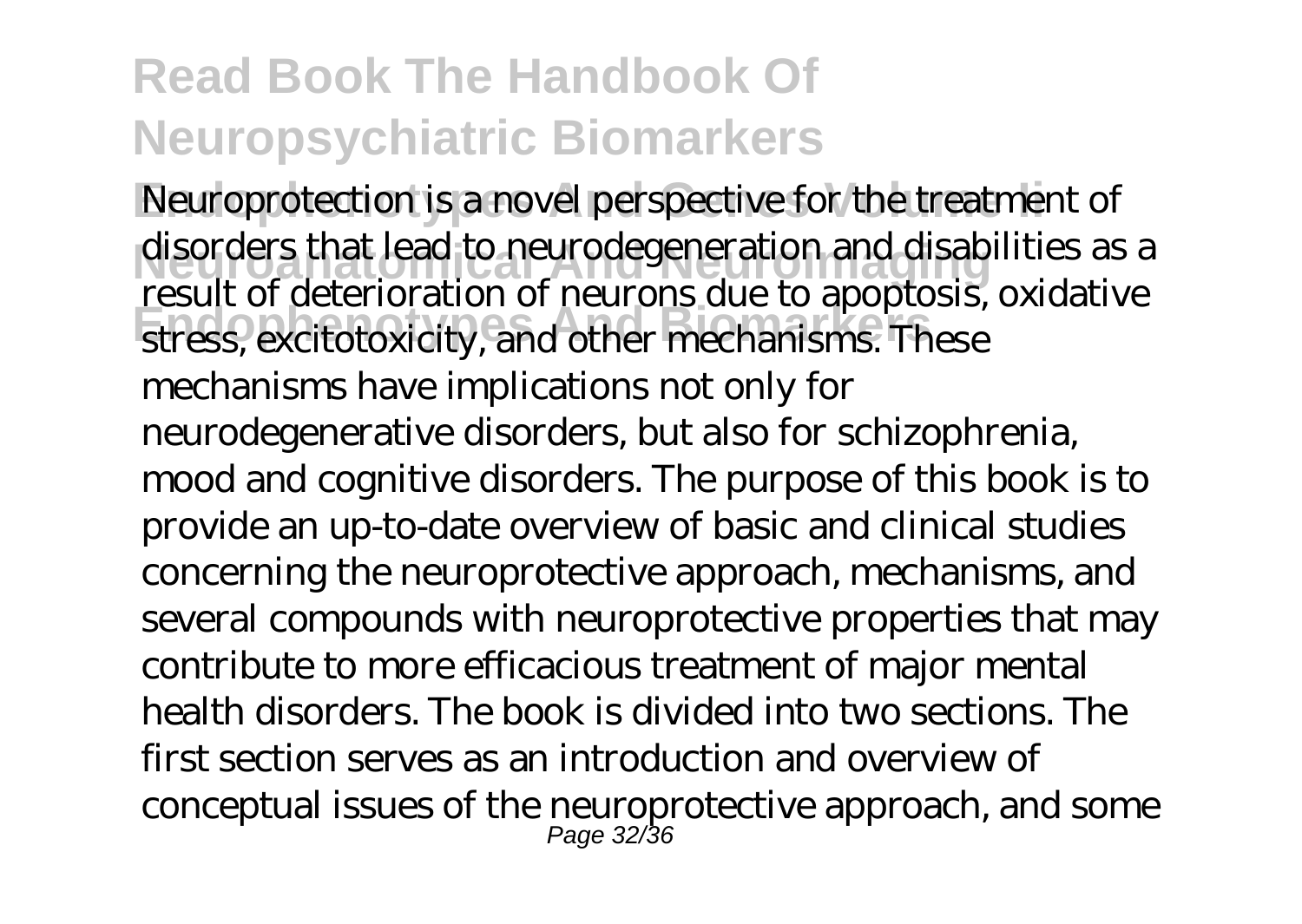Neuroprotection is a novel perspective for the treatment of disorders that lead to neurodegeneration and disabilities as a result of deterioration of neurons due to apoptosis, oxidative stress, excitotoxicity, and other mechanisms. These mechanisms have implications not only for neurodegenerative disorders, but also for schizophrenia, mood and cognitive disorders. The purpose of this book is to provide an up-to-date overview of basic and clinical studies concerning the neuroprotective approach, mechanisms, and several compounds with neuroprotective properties that may contribute to more efficacious treatment of major mental health disorders. The book is divided into two sections. The first section serves as an introduction and overview of conceptual issues of the neuroprotective approach, and some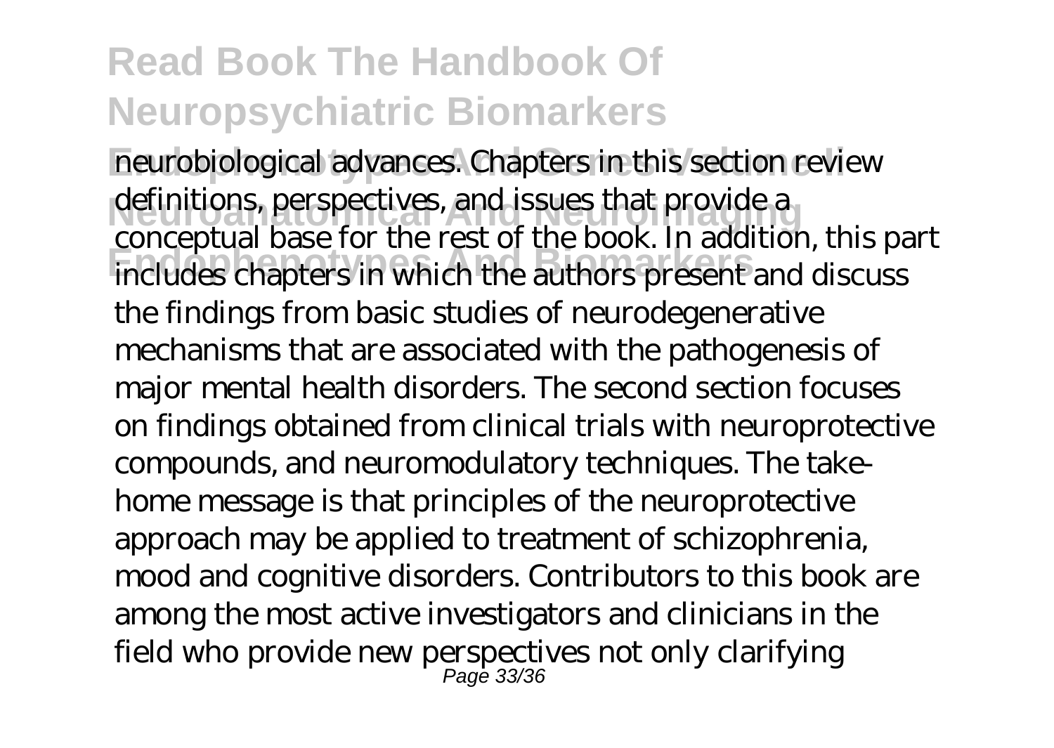neurobiological advances. Chapters in this section review definitions, perspectives, and issues that provide a conceptual base for the rest of the book. In addition, this part includes chapters in which the authors present and discuss the findings from basic studies of neurodegenerative mechanisms that are associated with the pathogenesis of major mental health disorders. The second section focuses on findings obtained from clinical trials with neuroprotective compounds, and neuromodulatory techniques. The take-home message is that principles of the neuroprotective approach may be applied to treatment of schizophrenia, mood and cognitive disorders. Contributors to this book are among the most active investigators and clinicians in the field who provide new perspectives not only clarifying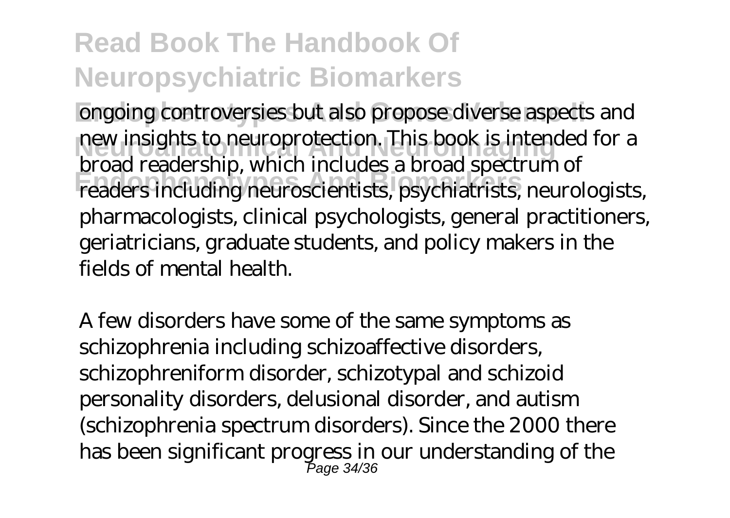ongoing controversies but also propose diverse aspects and new insights to neuroprotection. This book is intended for a broad readership, which includes a broad spectrum of readers including neuroscientists, psychiatrists, neurologists, pharmacologists, clinical psychologists, general practitioners, geriatricians, graduate students, and policy makers in the fields of mental health.

A few disorders have some of the same symptoms as schizophrenia including schizoaffective disorders, schizophreniform disorder, schizotypal and schizoid personality disorders, delusional disorder, and autism (schizophrenia spectrum disorders). Since the 2000 there has been significant progress in our understanding of the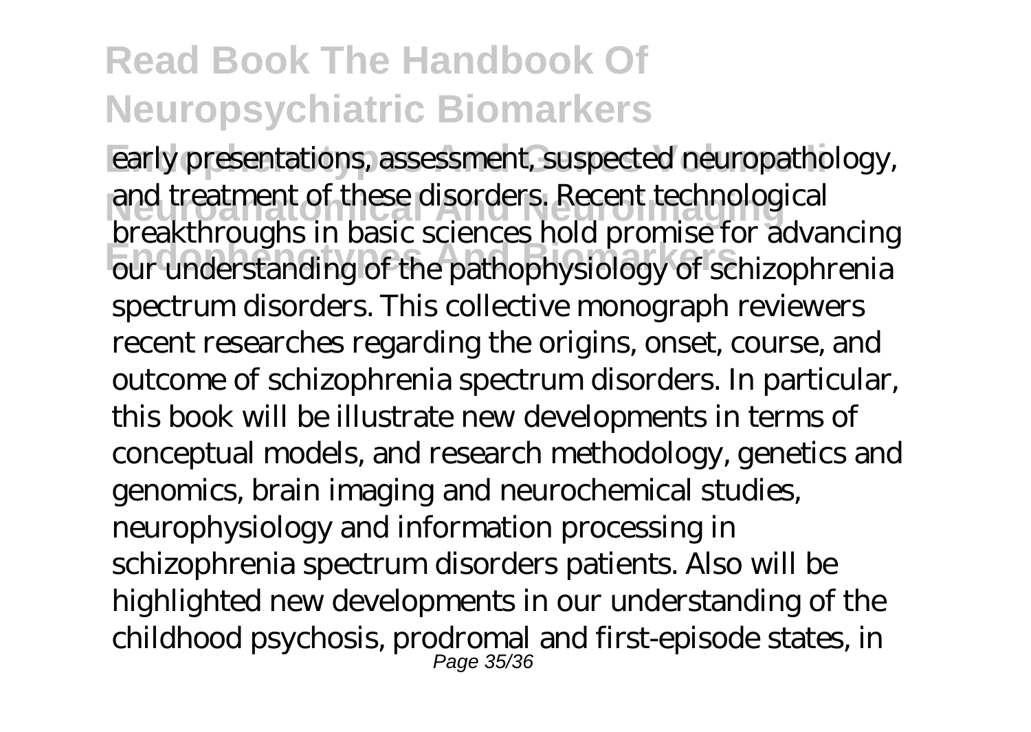early presentations, assessment, suspected neuropathology, and treatment of these disorders. Recent technological breakthroughs in basic sciences hold promise for advancing our understanding of the pathophysiology of schizophrenia spectrum disorders. This collective monograph reviewers recent researches regarding the origins, onset, course, and outcome of schizophrenia spectrum disorders. In particular, this book will be illustrate new developments in terms of conceptual models, and research methodology, genetics and genomics, brain imaging and neurochemical studies, neurophysiology and information processing in schizophrenia spectrum disorders patients. Also will be highlighted new developments in our understanding of the childhood psychosis, prodromal and first-episode states, in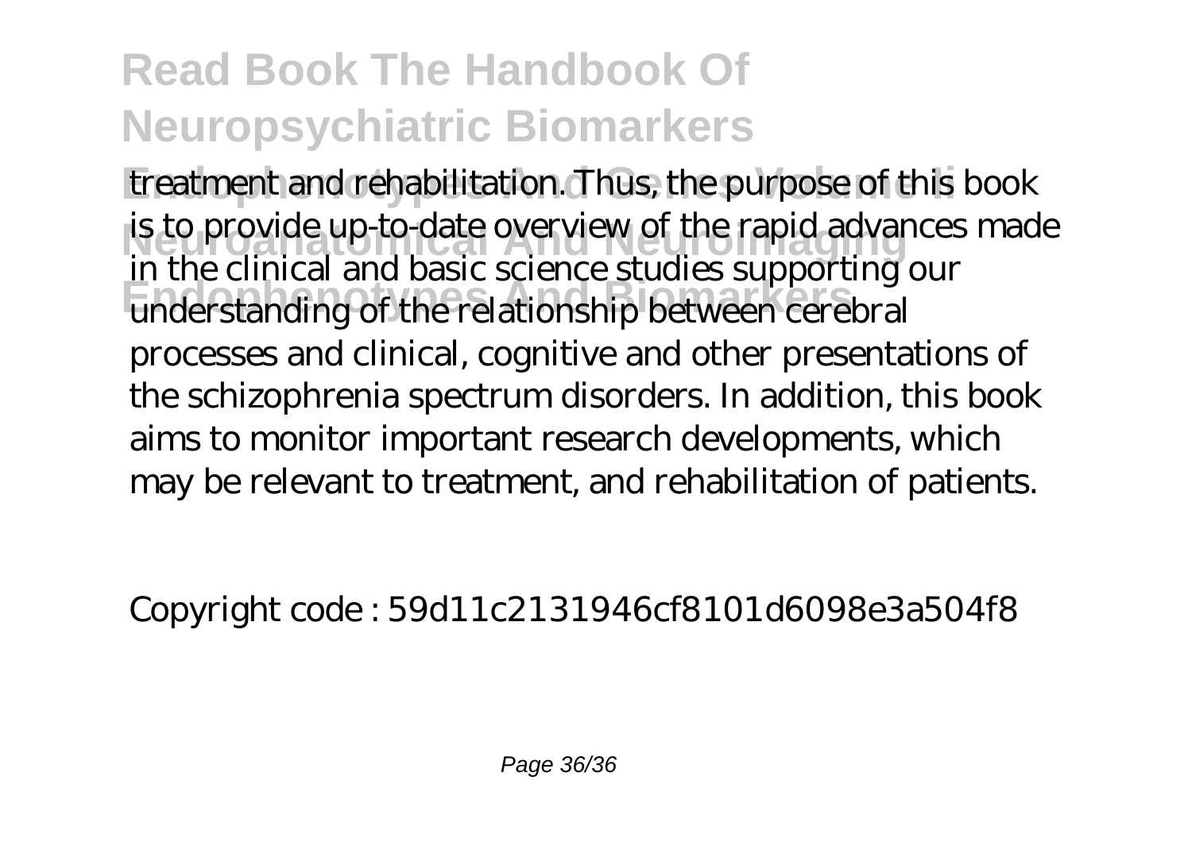treatment and rehabilitation. Thus, the purpose of this book is to provide up-to-date overview of the rapid advances made in the clinical and basic science studies supporting our understanding of the relationship between cerebral processes and clinical, cognitive and other presentations of the schizophrenia spectrum disorders. In addition, this book aims to monitor important research developments, which may be relevant to treatment, and rehabilitation of patients.

Copyright code : 59d11c2131946cf8101d6098e3a504f8